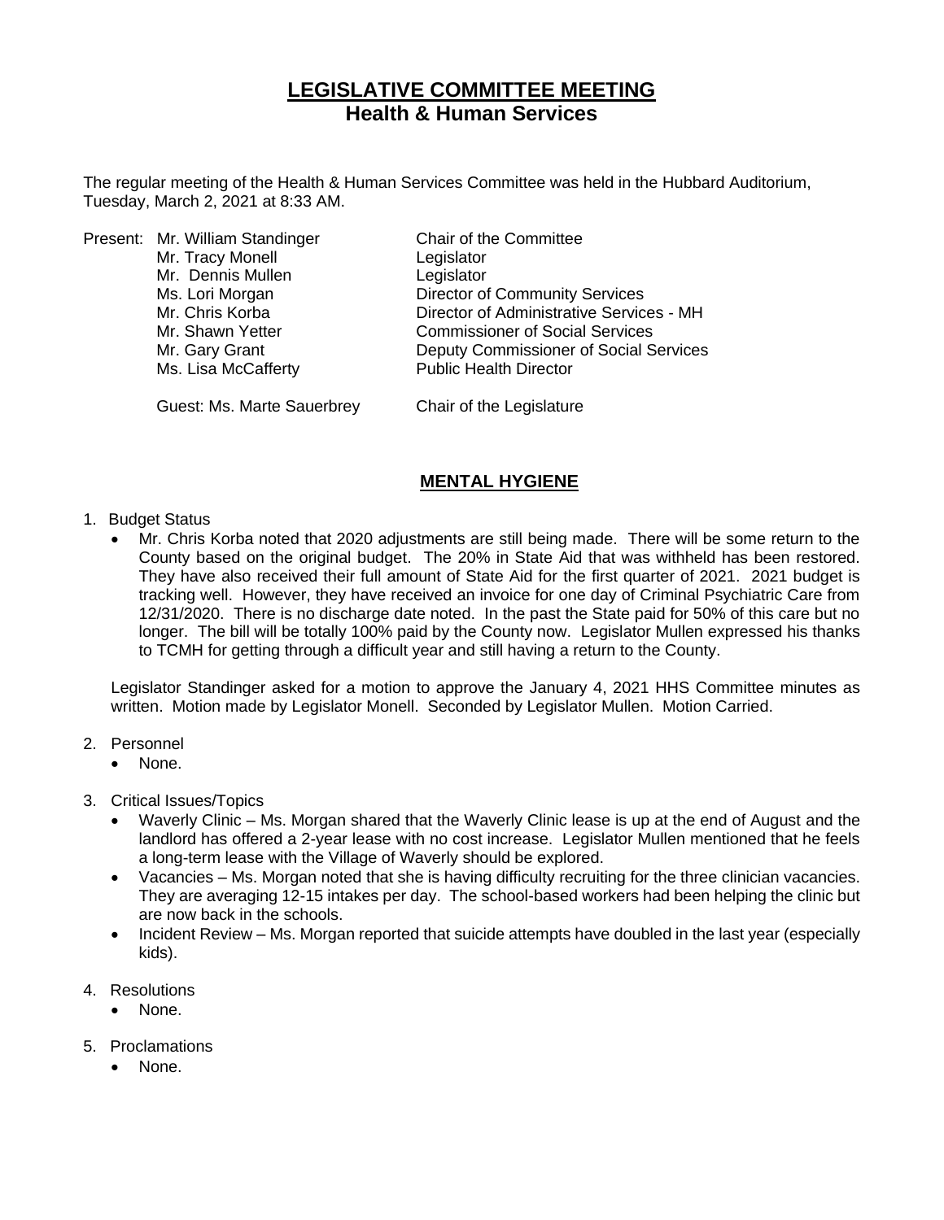# LEGISLATIVE COMMITTEE MEETING
## Health & Human Services

The regular meeting of the Health & Human Services Committee was held in the Hubbard Auditorium, Tuesday, March 2, 2021 at 8:33 AM.

| Present: | | |
|---|---|---|
| | Mr. William Standinger | Chair of the Committee |
| | Mr. Tracy Monell | Legislator |
| | Mr. Dennis Mullen | Legislator |
| | Ms. Lori Morgan | Director of Community Services |
| | Mr. Chris Korba | Director of Administrative Services - MH |
| | Mr. Shawn Yetter | Commissioner of Social Services |
| | Mr. Gary Grant | Deputy Commissioner of Social Services |
| | Ms. Lisa McCafferty | Public Health Director |
| | Guest: Ms. Marte Sauerbrey | Chair of the Legislature |

## MENTAL HYGIENE

1. Budget Status
   - Mr. Chris Korba noted that 2020 adjustments are still being made. There will be some return to the County based on the original budget. The 20% in State Aid that was withheld has been restored. They have also received their full amount of State Aid for the first quarter of 2021. 2021 budget is tracking well. However, they have received an invoice for one day of Criminal Psychiatric Care from 12/31/2020. There is no discharge date noted. In the past the State paid for 50% of this care but no longer. The bill will be totally 100% paid by the County now. Legislator Mullen expressed his thanks to TCMH for getting through a difficult year and still having a return to the County.

   Legislator Standinger asked for a motion to approve the January 4, 2021 HHS Committee minutes as written. Motion made by Legislator Monell. Seconded by Legislator Mullen. Motion Carried.

2. Personnel
   - None.

3. Critical Issues/Topics
   - Waverly Clinic – Ms. Morgan shared that the Waverly Clinic lease is up at the end of August and the landlord has offered a 2-year lease with no cost increase. Legislator Mullen mentioned that he feels a long-term lease with the Village of Waverly should be explored.
   - Vacancies – Ms. Morgan noted that she is having difficulty recruiting for the three clinician vacancies. They are averaging 12-15 intakes per day. The school-based workers had been helping the clinic but are now back in the schools.
   - Incident Review – Ms. Morgan reported that suicide attempts have doubled in the last year (especially kids).

4. Resolutions
   - None.

5. Proclamations
   - None.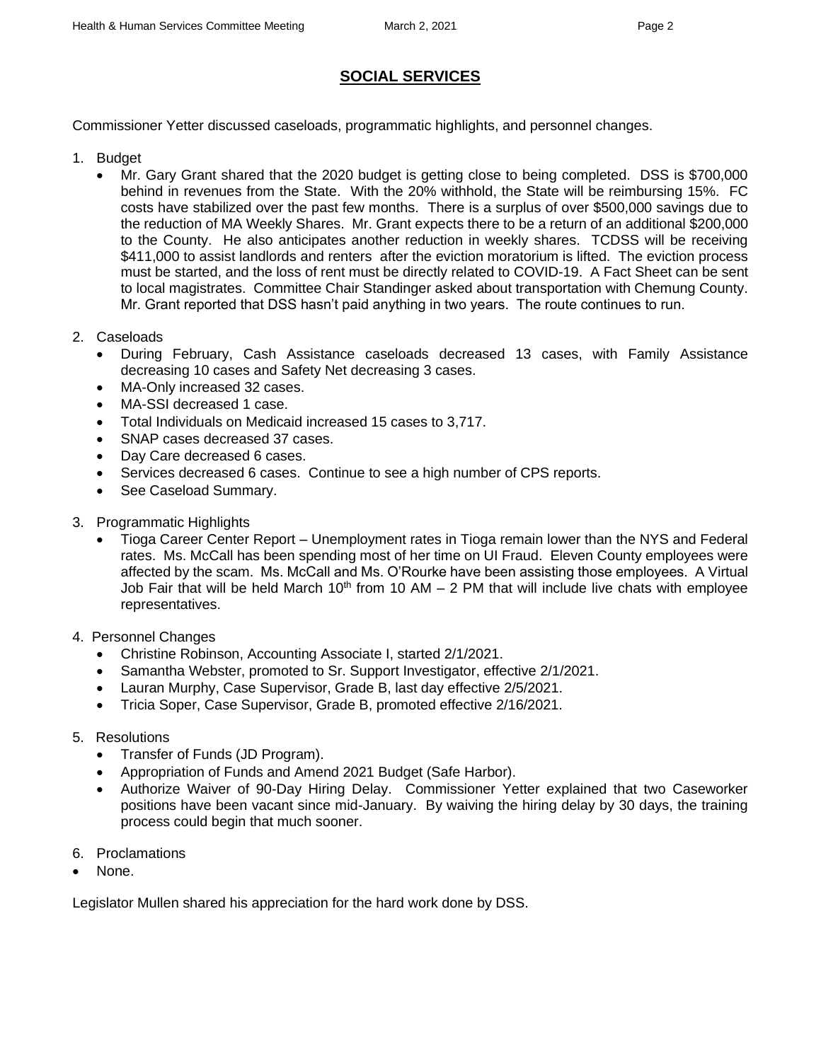## SOCIAL SERVICES

Commissioner Yetter discussed caseloads, programmatic highlights, and personnel changes.

1. Budget
   - Mr. Gary Grant shared that the 2020 budget is getting close to being completed. DSS is \$700,000 behind in revenues from the State. With the 20% withhold, the State will be reimbursing 15%. FC costs have stabilized over the past few months. There is a surplus of over \$500,000 savings due to the reduction of MA Weekly Shares. Mr. Grant expects there to be a return of an additional \$200,000 to the County. He also anticipates another reduction in weekly shares. TCDSS will be receiving \$411,000 to assist landlords and renters after the eviction moratorium is lifted. The eviction process must be started, and the loss of rent must be directly related to COVID-19. A Fact Sheet can be sent to local magistrates. Committee Chair Standinger asked about transportation with Chemung County. Mr. Grant reported that DSS hasn't paid anything in two years. The route continues to run.

2. Caseloads
   - During February, Cash Assistance caseloads decreased 13 cases, with Family Assistance decreasing 10 cases and Safety Net decreasing 3 cases.
   - MA-Only increased 32 cases.
   - MA-SSI decreased 1 case.
   - Total Individuals on Medicaid increased 15 cases to 3,717.
   - SNAP cases decreased 37 cases.
   - Day Care decreased 6 cases.
   - Services decreased 6 cases. Continue to see a high number of CPS reports.
   - See Caseload Summary.

3. Programmatic Highlights
   - Tioga Career Center Report – Unemployment rates in Tioga remain lower than the NYS and Federal rates. Ms. McCall has been spending most of her time on UI Fraud. Eleven County employees were affected by the scam. Ms. McCall and Ms. O'Rourke have been assisting those employees. A Virtual Job Fair that will be held March 10th from 10 AM – 2 PM that will include live chats with employee representatives.

4. Personnel Changes
   - Christine Robinson, Accounting Associate I, started 2/1/2021.
   - Samantha Webster, promoted to Sr. Support Investigator, effective 2/1/2021.
   - Lauran Murphy, Case Supervisor, Grade B, last day effective 2/5/2021.
   - Tricia Soper, Case Supervisor, Grade B, promoted effective 2/16/2021.

5. Resolutions
   - Transfer of Funds (JD Program).
   - Appropriation of Funds and Amend 2021 Budget (Safe Harbor).
   - Authorize Waiver of 90-Day Hiring Delay. Commissioner Yetter explained that two Caseworker positions have been vacant since mid-January. By waiving the hiring delay by 30 days, the training process could begin that much sooner.

6. Proclamations

- None.

Legislator Mullen shared his appreciation for the hard work done by DSS.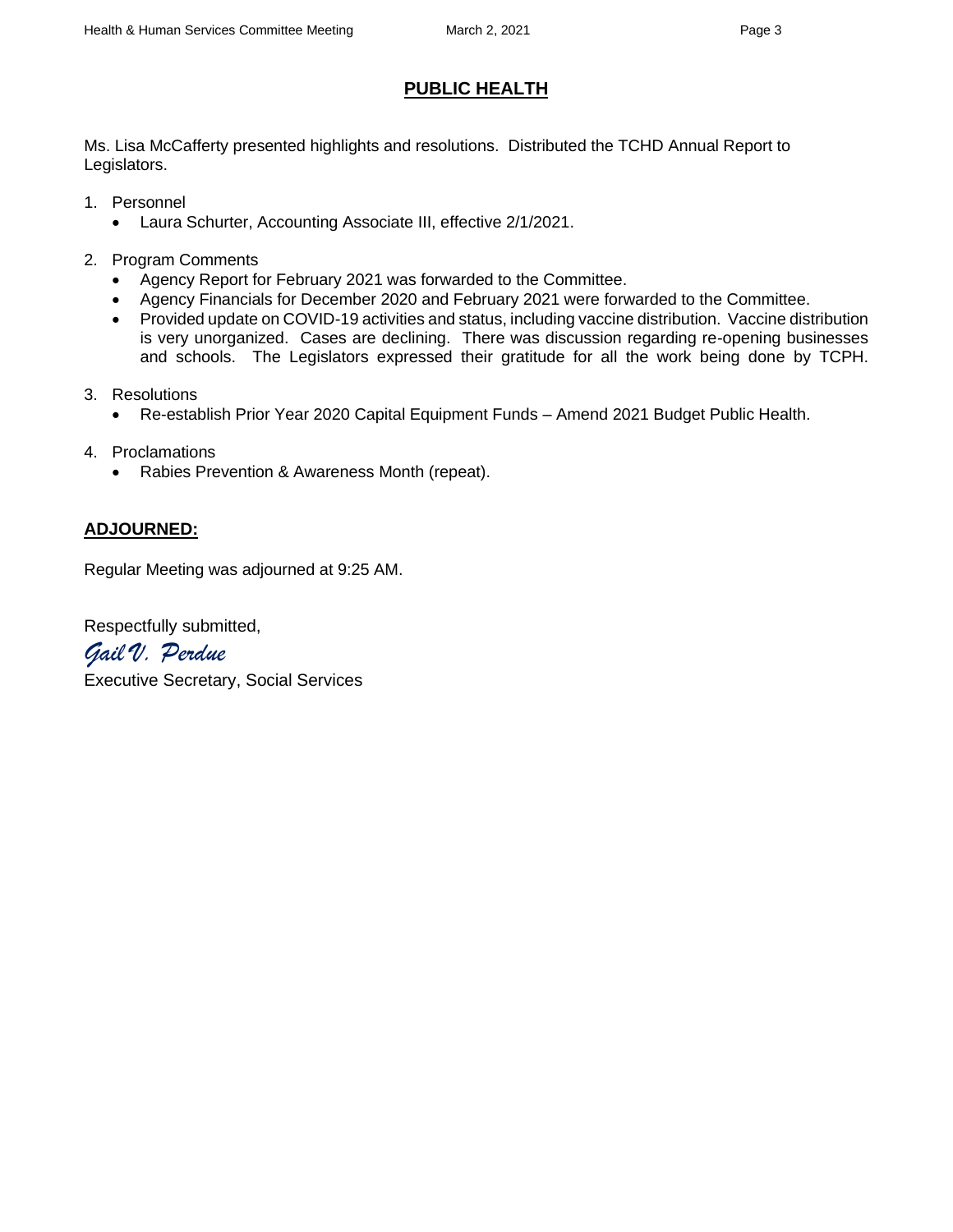## PUBLIC HEALTH

Ms. Lisa McCafferty presented highlights and resolutions. Distributed the TCHD Annual Report to Legislators.

1. Personnel
   - Laura Schurter, Accounting Associate III, effective 2/1/2021.
2. Program Comments
   - Agency Report for February 2021 was forwarded to the Committee.
   - Agency Financials for December 2020 and February 2021 were forwarded to the Committee.
   - Provided update on COVID-19 activities and status, including vaccine distribution. Vaccine distribution is very unorganized. Cases are declining. There was discussion regarding re-opening businesses and schools. The Legislators expressed their gratitude for all the work being done by TCPH.
3. Resolutions
   - Re-establish Prior Year 2020 Capital Equipment Funds – Amend 2021 Budget Public Health.
4. Proclamations
   - Rabies Prevention & Awareness Month (repeat).

**ADJOURNED:**

Regular Meeting was adjourned at 9:25 AM.

Respectfully submitted,

*Gail V. Perdue*

Executive Secretary, Social Services